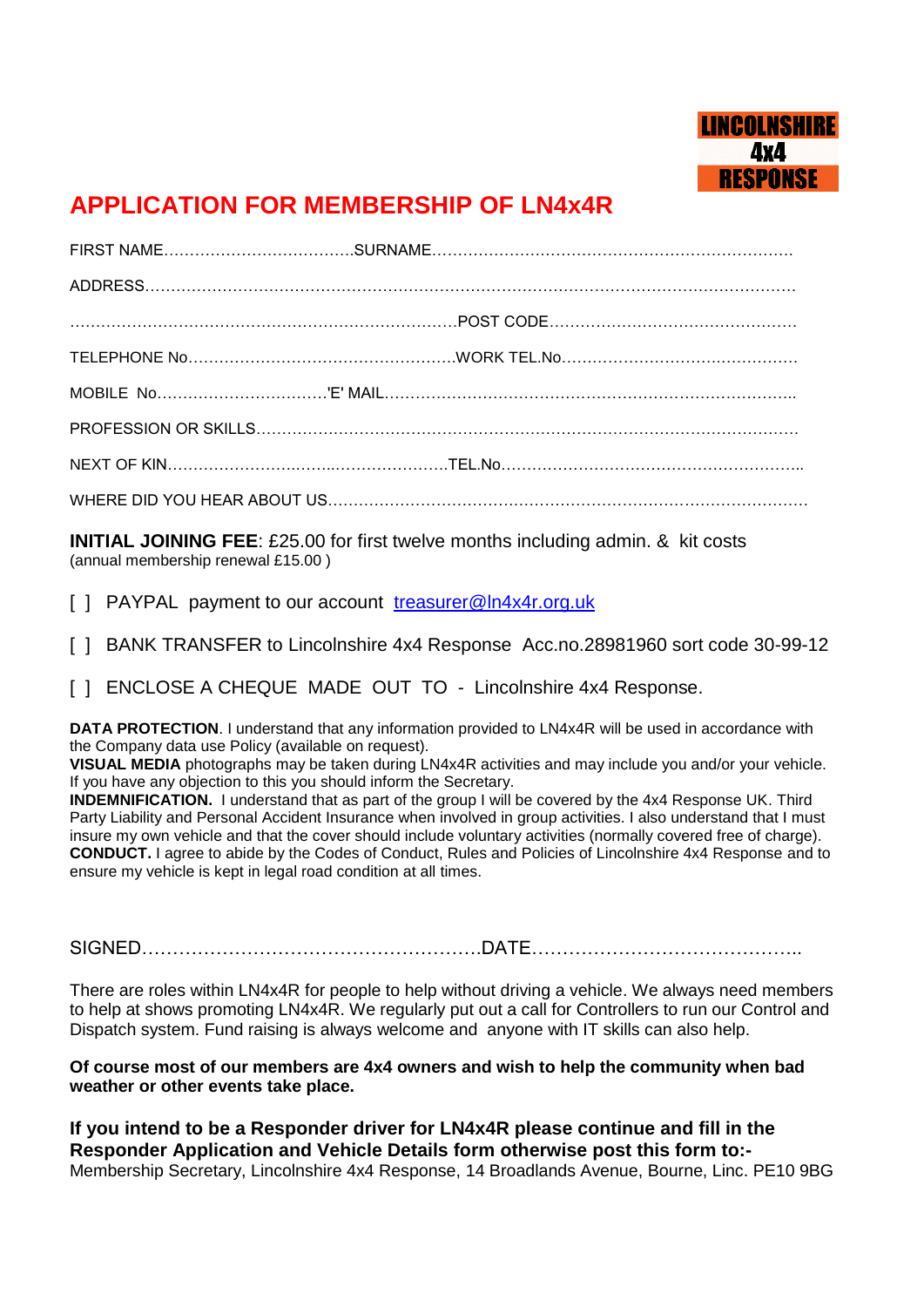LINCOLNSHIRE
4x4
RESPONSE

# APPLICATION FOR MEMBERSHIP OF LN4x4R

FIRST NAME……………………………….SURNAME…………………………………………………………….

ADDRESS………………………………………………………………………………………………………….

……………………………………………………………….POST CODE…………………………………………

TELEPHONE No……………………………………………WORK TEL.No………………………………………

MOBILE No……………………………'E' MAIL……………………………………………………………………..

PROFESSION OR SKILLS………………………………………………………………………………………

NEXT OF KIN……………………………………………TEL.No…………………………………………………..

WHERE DID YOU HEAR ABOUT US……………………………………………………………………………

**INITIAL JOINING FEE**: £25.00 for first twelve months including admin. & kit costs
(annual membership renewal £15.00 )

[ ] PAYPAL payment to our account treasurer@ln4x4r.org.uk

[ ] BANK TRANSFER to Lincolnshire 4x4 Response Acc.no.28981960 sort code 30-99-12

[ ] ENCLOSE A CHEQUE MADE OUT TO - Lincolnshire 4x4 Response.

**DATA PROTECTION**. I understand that any information provided to LN4x4R will be used in accordance with the Company data use Policy (available on request).
**VISUAL MEDIA** photographs may be taken during LN4x4R activities and may include you and/or your vehicle. If you have any objection to this you should inform the Secretary.
**INDEMNIFICATION.** I understand that as part of the group I will be covered by the 4x4 Response UK. Third Party Liability and Personal Accident Insurance when involved in group activities. I also understand that I must insure my own vehicle and that the cover should include voluntary activities (normally covered free of charge).
**CONDUCT.** I agree to abide by the Codes of Conduct, Rules and Policies of Lincolnshire 4x4 Response and to ensure my vehicle is kept in legal road condition at all times.

SIGNED……………………………………………….DATE……………………………………..

There are roles within LN4x4R for people to help without driving a vehicle. We always need members to help at shows promoting LN4x4R. We regularly put out a call for Controllers to run our Control and Dispatch system. Fund raising is always welcome and anyone with IT skills can also help.

**Of course most of our members are 4x4 owners and wish to help the community when bad weather or other events take place.**

**If you intend to be a Responder driver for LN4x4R please continue and fill in the Responder Application and Vehicle Details form otherwise post this form to:-**
Membership Secretary, Lincolnshire 4x4 Response, 14 Broadlands Avenue, Bourne, Linc. PE10 9BG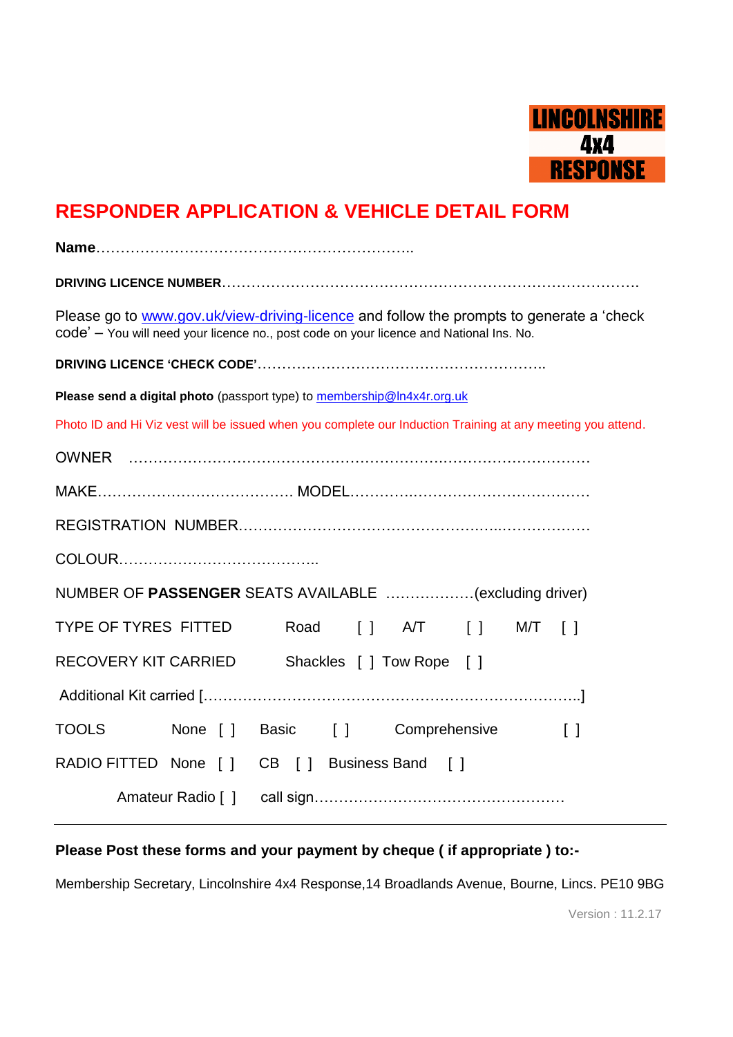LINCOLNSHIRE 4x4 RESPONSE

# RESPONDER APPLICATION & VEHICLE DETAIL FORM

**Name**…………………………………………………………..

**DRIVING LICENCE NUMBER**………………………………………………………………………….

Please go to www.gov.uk/view-driving-licence and follow the prompts to generate a 'check code' – You will need your licence no., post code on your licence and National Ins. No.

**DRIVING LICENCE 'CHECK CODE'**……………………………………………………..

**Please send a digital photo** (passport type) to membership@ln4x4r.org.uk

Photo ID and Hi Viz vest will be issued when you complete our Induction Training at any meeting you attend.

OWNER ………………………………………………………….…………………………

MAKE…………………………………. MODEL…………..………………………………

REGISTRATION NUMBER………………………………………….…..………………

COLOUR…………………………………..

NUMBER OF **PASSENGER** SEATS AVAILABLE ………………(excluding driver)

TYPE OF TYRES FITTED Road [ ] A/T [ ] M/T [ ]

RECOVERY KIT CARRIED Shackles [ ] Tow Rope [ ]

Additional Kit carried [……………………………………………………………………..]

TOOLS None [ ] Basic [ ] Comprehensive [ ]

RADIO FITTED None [ ] CB [ ] Business Band [ ]

Amateur Radio [ ] call sign……………………………………………

---

**Please Post these forms and your payment by cheque ( if appropriate ) to:-**

Membership Secretary, Lincolnshire 4x4 Response,14 Broadlands Avenue, Bourne, Lincs. PE10 9BG

Version : 11.2.17